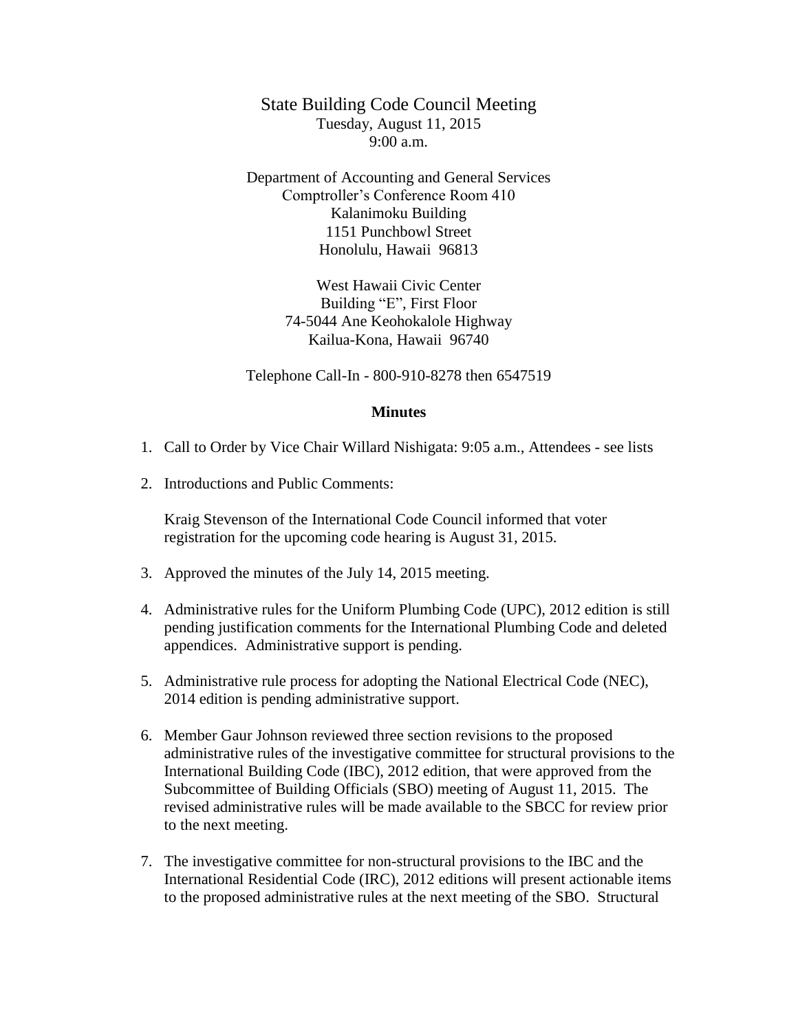# State Building Code Council Meeting

Tuesday, August 11, 2015
9:00 a.m.

Department of Accounting and General Services
Comptroller's Conference Room 410
Kalanimoku Building
1151 Punchbowl Street
Honolulu, Hawaii 96813

West Hawaii Civic Center
Building "E", First Floor
74-5044 Ane Keohokalole Highway
Kailua-Kona, Hawaii 96740

Telephone Call-In - 800-910-8278 then 6547519

**Minutes**

1. Call to Order by Vice Chair Willard Nishigata: 9:05 a.m., Attendees - see lists

2. Introductions and Public Comments:

   Kraig Stevenson of the International Code Council informed that voter registration for the upcoming code hearing is August 31, 2015.

3. Approved the minutes of the July 14, 2015 meeting.

4. Administrative rules for the Uniform Plumbing Code (UPC), 2012 edition is still pending justification comments for the International Plumbing Code and deleted appendices. Administrative support is pending.

5. Administrative rule process for adopting the National Electrical Code (NEC), 2014 edition is pending administrative support.

6. Member Gaur Johnson reviewed three section revisions to the proposed administrative rules of the investigative committee for structural provisions to the International Building Code (IBC), 2012 edition, that were approved from the Subcommittee of Building Officials (SBO) meeting of August 11, 2015. The revised administrative rules will be made available to the SBCC for review prior to the next meeting.

7. The investigative committee for non-structural provisions to the IBC and the International Residential Code (IRC), 2012 editions will present actionable items to the proposed administrative rules at the next meeting of the SBO. Structural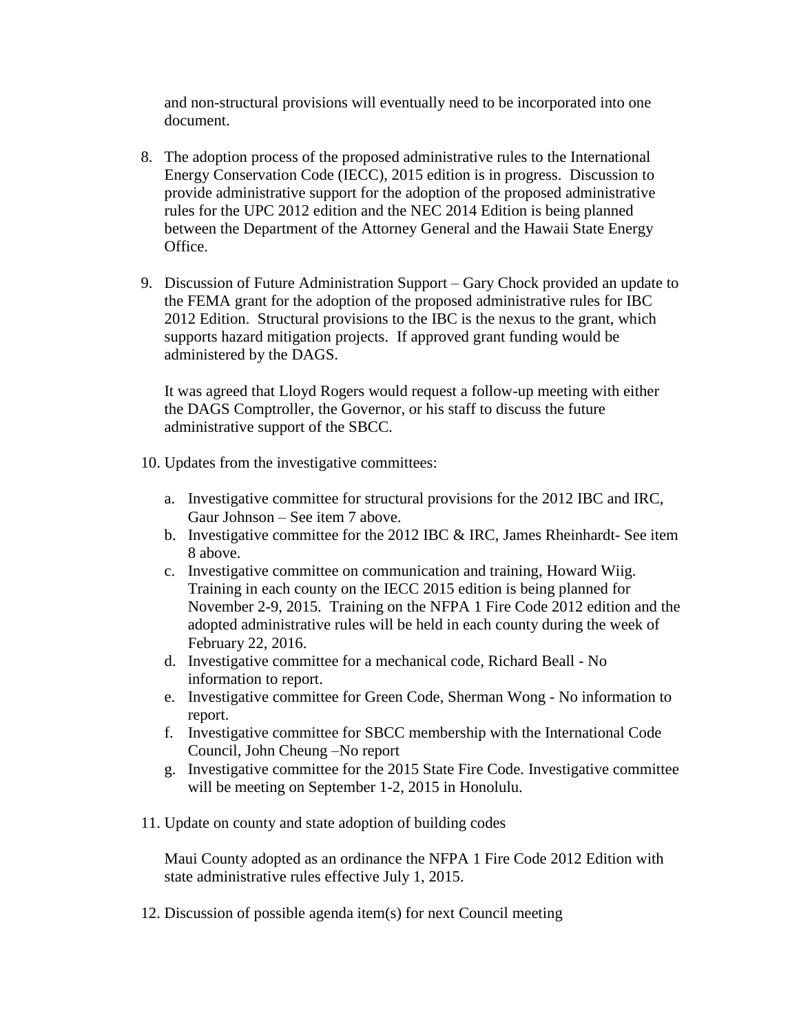and non-structural provisions will eventually need to be incorporated into one document.

8. The adoption process of the proposed administrative rules to the International Energy Conservation Code (IECC), 2015 edition is in progress. Discussion to provide administrative support for the adoption of the proposed administrative rules for the UPC 2012 edition and the NEC 2014 Edition is being planned between the Department of the Attorney General and the Hawaii State Energy Office.

9. Discussion of Future Administration Support – Gary Chock provided an update to the FEMA grant for the adoption of the proposed administrative rules for IBC 2012 Edition. Structural provisions to the IBC is the nexus to the grant, which supports hazard mitigation projects. If approved grant funding would be administered by the DAGS.

   It was agreed that Lloyd Rogers would request a follow-up meeting with either the DAGS Comptroller, the Governor, or his staff to discuss the future administrative support of the SBCC.

10. Updates from the investigative committees:

    a. Investigative committee for structural provisions for the 2012 IBC and IRC, Gaur Johnson – See item 7 above.
    b. Investigative committee for the 2012 IBC & IRC, James Rheinhardt- See item 8 above.
    c. Investigative committee on communication and training, Howard Wiig. Training in each county on the IECC 2015 edition is being planned for November 2-9, 2015. Training on the NFPA 1 Fire Code 2012 edition and the adopted administrative rules will be held in each county during the week of February 22, 2016.
    d. Investigative committee for a mechanical code, Richard Beall - No information to report.
    e. Investigative committee for Green Code, Sherman Wong - No information to report.
    f. Investigative committee for SBCC membership with the International Code Council, John Cheung –No report
    g. Investigative committee for the 2015 State Fire Code. Investigative committee will be meeting on September 1-2, 2015 in Honolulu.

11. Update on county and state adoption of building codes

    Maui County adopted as an ordinance the NFPA 1 Fire Code 2012 Edition with state administrative rules effective July 1, 2015.

12. Discussion of possible agenda item(s) for next Council meeting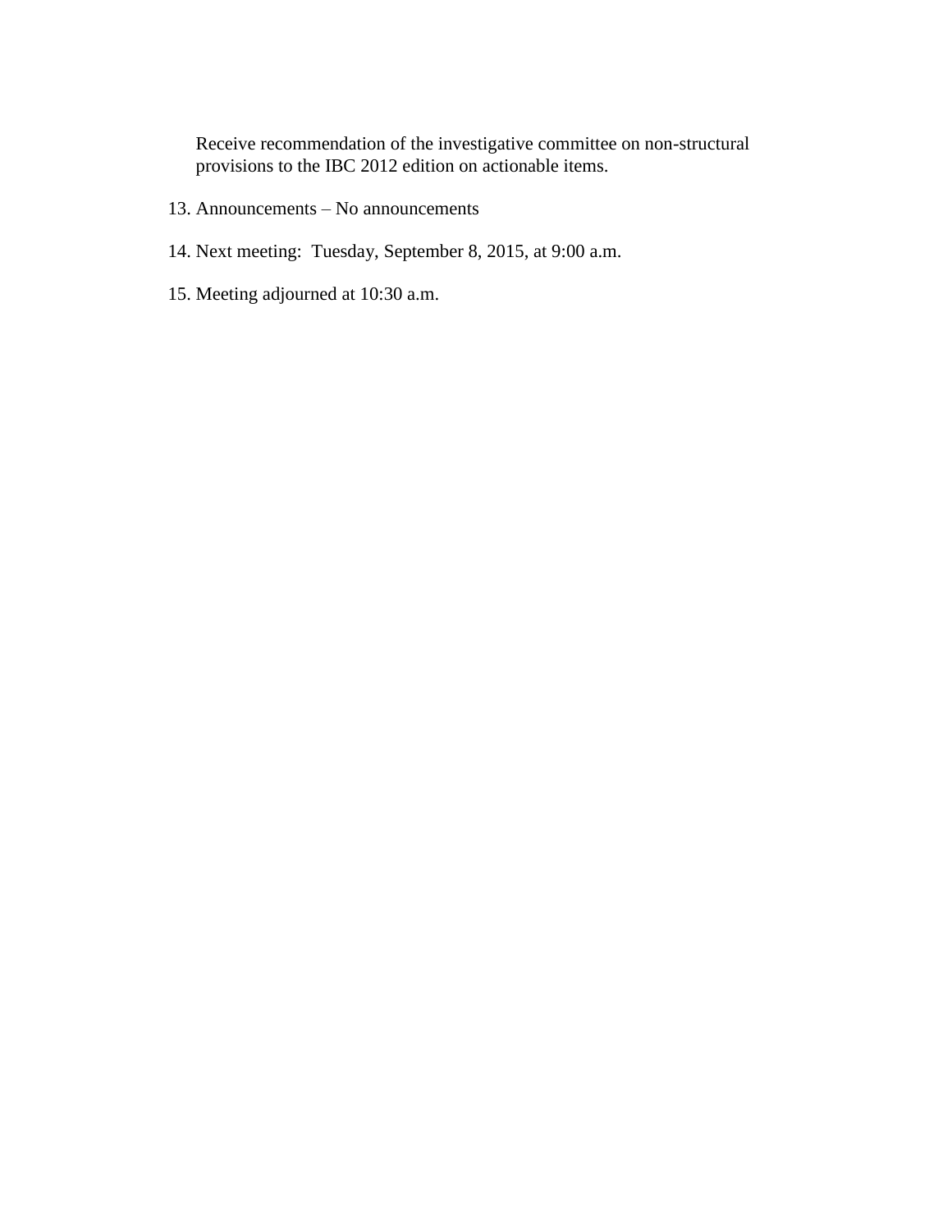Receive recommendation of the investigative committee on non-structural provisions to the IBC 2012 edition on actionable items.

13. Announcements – No announcements

14. Next meeting: Tuesday, September 8, 2015, at 9:00 a.m.

15. Meeting adjourned at 10:30 a.m.